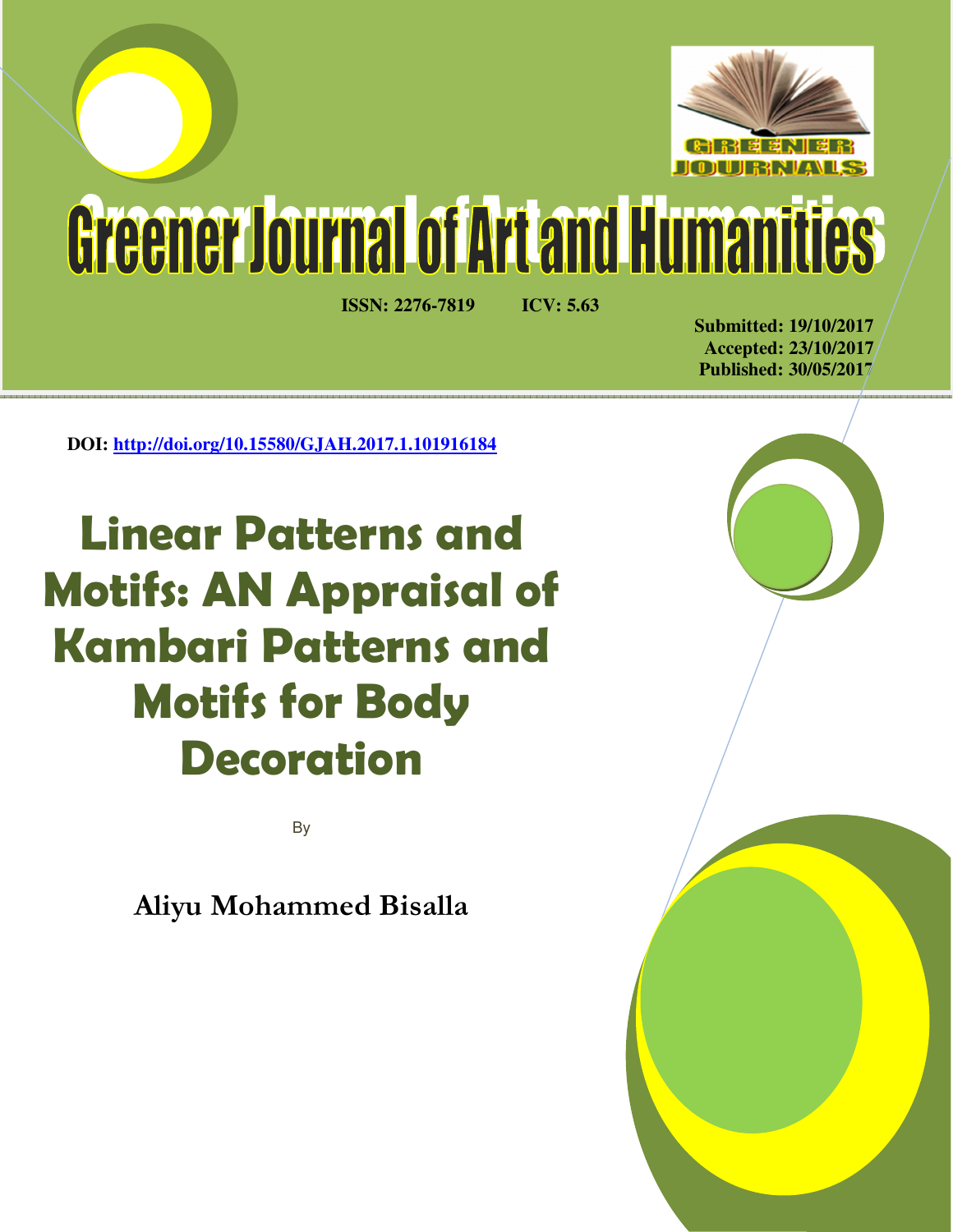# Greener Journal of Art and Humanities

**ISSN: 2276-7819** **ICV: 5.63**

**Submitted: 19/10/2017**
**Accepted: 23/10/2017**
**Published: 30/05/2017**

**DOI: [http://doi.org/10.15580/GJAH.2017.1.101916184](http://doi.org/10.15580/GJAH.2017.1.101916184)**

# Linear Patterns and Motifs: AN Appraisal of Kambari Patterns and Motifs for Body Decoration

By

**Aliyu Mohammed Bisalla**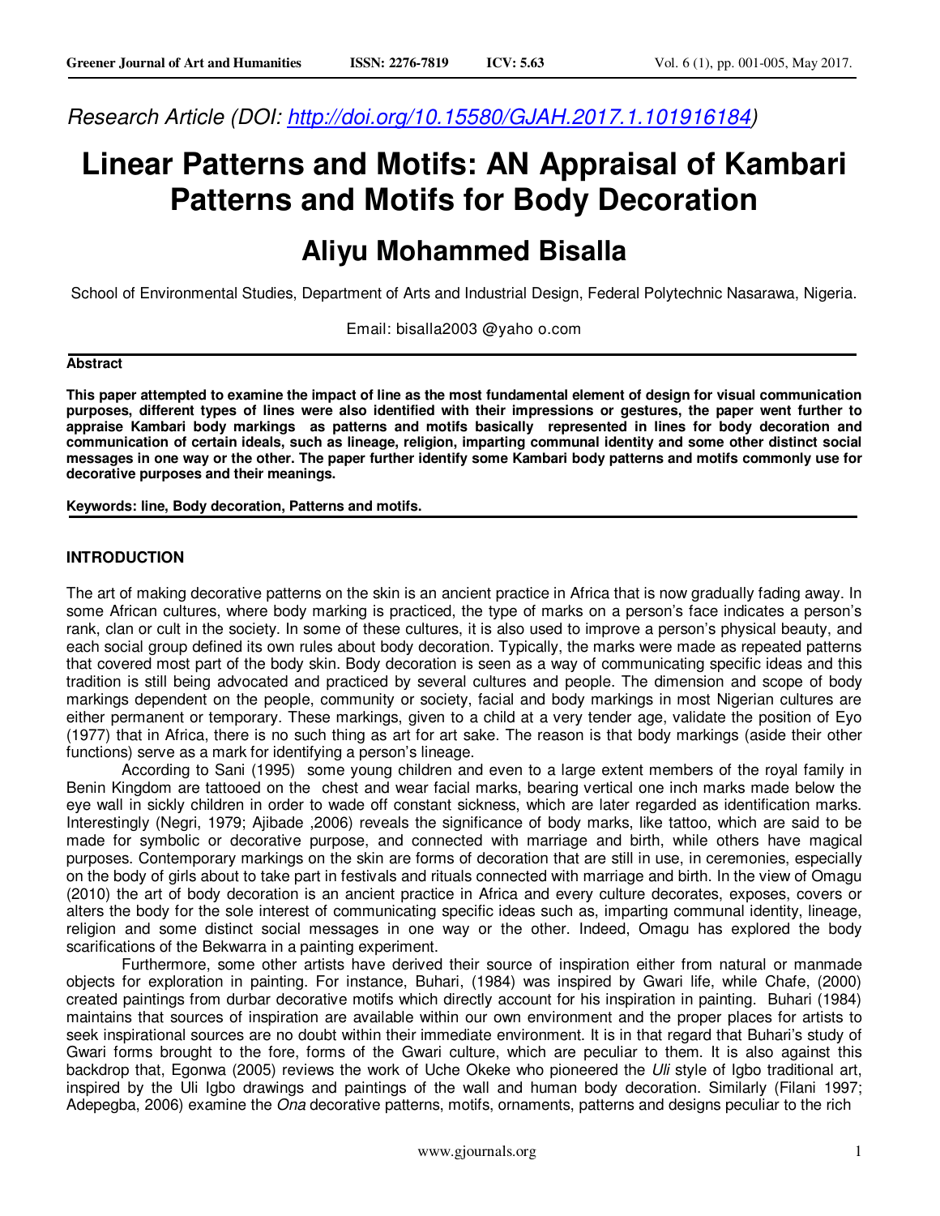Research Article (DOI: http://doi.org/10.15580/GJAH.2017.1.101916184)

# Linear Patterns and Motifs: AN Appraisal of Kambari Patterns and Motifs for Body Decoration

## Aliyu Mohammed Bisalla

School of Environmental Studies, Department of Arts and Industrial Design, Federal Polytechnic Nasarawa, Nigeria.

Email: bisalla2003 @yaho o.com

**Abstract**

**This paper attempted to examine the impact of line as the most fundamental element of design for visual communication purposes, different types of lines were also identified with their impressions or gestures, the paper went further to appraise Kambari body markings as patterns and motifs basically represented in lines for body decoration and communication of certain ideals, such as lineage, religion, imparting communal identity and some other distinct social messages in one way or the other. The paper further identify some Kambari body patterns and motifs commonly use for decorative purposes and their meanings.**

**Keywords: line, Body decoration, Patterns and motifs.**

### INTRODUCTION

The art of making decorative patterns on the skin is an ancient practice in Africa that is now gradually fading away. In some African cultures, where body marking is practiced, the type of marks on a person's face indicates a person's rank, clan or cult in the society. In some of these cultures, it is also used to improve a person's physical beauty, and each social group defined its own rules about body decoration. Typically, the marks were made as repeated patterns that covered most part of the body skin. Body decoration is seen as a way of communicating specific ideas and this tradition is still being advocated and practiced by several cultures and people. The dimension and scope of body markings dependent on the people, community or society, facial and body markings in most Nigerian cultures are either permanent or temporary. These markings, given to a child at a very tender age, validate the position of Eyo (1977) that in Africa, there is no such thing as art for art sake. The reason is that body markings (aside their other functions) serve as a mark for identifying a person's lineage.

According to Sani (1995) some young children and even to a large extent members of the royal family in Benin Kingdom are tattooed on the chest and wear facial marks, bearing vertical one inch marks made below the eye wall in sickly children in order to wade off constant sickness, which are later regarded as identification marks. Interestingly (Negri, 1979; Ajibade ,2006) reveals the significance of body marks, like tattoo, which are said to be made for symbolic or decorative purpose, and connected with marriage and birth, while others have magical purposes. Contemporary markings on the skin are forms of decoration that are still in use, in ceremonies, especially on the body of girls about to take part in festivals and rituals connected with marriage and birth. In the view of Omagu (2010) the art of body decoration is an ancient practice in Africa and every culture decorates, exposes, covers or alters the body for the sole interest of communicating specific ideas such as, imparting communal identity, lineage, religion and some distinct social messages in one way or the other. Indeed, Omagu has explored the body scarifications of the Bekwarra in a painting experiment.

Furthermore, some other artists have derived their source of inspiration either from natural or manmade objects for exploration in painting. For instance, Buhari, (1984) was inspired by Gwari life, while Chafe, (2000) created paintings from durbar decorative motifs which directly account for his inspiration in painting. Buhari (1984) maintains that sources of inspiration are available within our own environment and the proper places for artists to seek inspirational sources are no doubt within their immediate environment. It is in that regard that Buhari's study of Gwari forms brought to the fore, forms of the Gwari culture, which are peculiar to them. It is also against this backdrop that, Egonwa (2005) reviews the work of Uche Okeke who pioneered the *Uli* style of Igbo traditional art, inspired by the Uli Igbo drawings and paintings of the wall and human body decoration. Similarly (Filani 1997; Adepegba, 2006) examine the *Ona* decorative patterns, motifs, ornaments, patterns and designs peculiar to the rich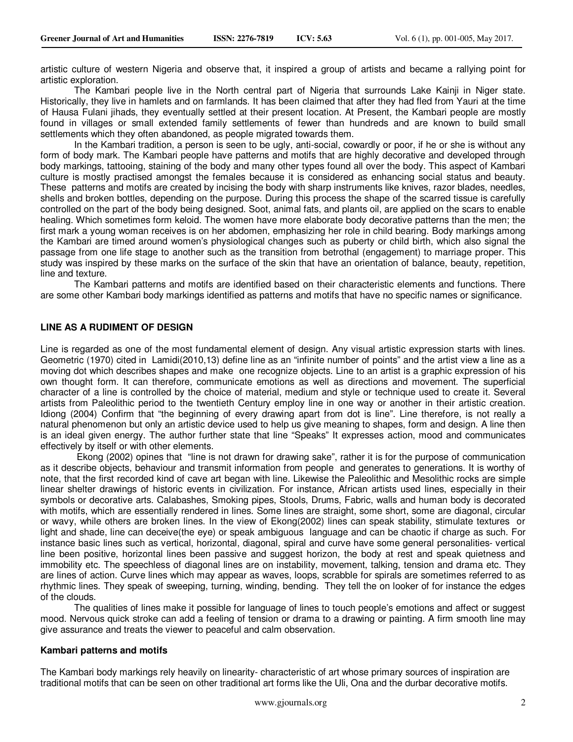artistic culture of western Nigeria and observe that, it inspired a group of artists and became a rallying point for artistic exploration.

The Kambari people live in the North central part of Nigeria that surrounds Lake Kainji in Niger state. Historically, they live in hamlets and on farmlands. It has been claimed that after they had fled from Yauri at the time of Hausa Fulani jihads, they eventually settled at their present location. At Present, the Kambari people are mostly found in villages or small extended family settlements of fewer than hundreds and are known to build small settlements which they often abandoned, as people migrated towards them.

In the Kambari tradition, a person is seen to be ugly, anti-social, cowardly or poor, if he or she is without any form of body mark. The Kambari people have patterns and motifs that are highly decorative and developed through body markings, tattooing, staining of the body and many other types found all over the body. This aspect of Kambari culture is mostly practised amongst the females because it is considered as enhancing social status and beauty. These patterns and motifs are created by incising the body with sharp instruments like knives, razor blades, needles, shells and broken bottles, depending on the purpose. During this process the shape of the scarred tissue is carefully controlled on the part of the body being designed. Soot, animal fats, and plants oil, are applied on the scars to enable healing. Which sometimes form keloid. The women have more elaborate body decorative patterns than the men; the first mark a young woman receives is on her abdomen, emphasizing her role in child bearing. Body markings among the Kambari are timed around women's physiological changes such as puberty or child birth, which also signal the passage from one life stage to another such as the transition from betrothal (engagement) to marriage proper. This study was inspired by these marks on the surface of the skin that have an orientation of balance, beauty, repetition, line and texture.

The Kambari patterns and motifs are identified based on their characteristic elements and functions. There are some other Kambari body markings identified as patterns and motifs that have no specific names or significance.

## LINE AS A RUDIMENT OF DESIGN

Line is regarded as one of the most fundamental element of design. Any visual artistic expression starts with lines. Geometric (1970) cited in Lamidi(2010,13) define line as an "infinite number of points" and the artist view a line as a moving dot which describes shapes and make one recognize objects. Line to an artist is a graphic expression of his own thought form. It can therefore, communicate emotions as well as directions and movement. The superficial character of a line is controlled by the choice of material, medium and style or technique used to create it. Several artists from Paleolithic period to the twentieth Century employ line in one way or another in their artistic creation. Idiong (2004) Confirm that "the beginning of every drawing apart from dot is line". Line therefore, is not really a natural phenomenon but only an artistic device used to help us give meaning to shapes, form and design. A line then is an ideal given energy. The author further state that line "Speaks" It expresses action, mood and communicates effectively by itself or with other elements.

Ekong (2002) opines that "line is not drawn for drawing sake", rather it is for the purpose of communication as it describe objects, behaviour and transmit information from people and generates to generations. It is worthy of note, that the first recorded kind of cave art began with line. Likewise the Paleolithic and Mesolithic rocks are simple linear shelter drawings of historic events in civilization. For instance, African artists used lines, especially in their symbols or decorative arts. Calabashes, Smoking pipes, Stools, Drums, Fabric, walls and human body is decorated with motifs, which are essentially rendered in lines. Some lines are straight, some short, some are diagonal, circular or wavy, while others are broken lines. In the view of Ekong(2002) lines can speak stability, stimulate textures or light and shade, line can deceive(the eye) or speak ambiguous language and can be chaotic if charge as such. For instance basic lines such as vertical, horizontal, diagonal, spiral and curve have some general personalities- vertical line been positive, horizontal lines been passive and suggest horizon, the body at rest and speak quietness and immobility etc. The speechless of diagonal lines are on instability, movement, talking, tension and drama etc. They are lines of action. Curve lines which may appear as waves, loops, scrabble for spirals are sometimes referred to as rhythmic lines. They speak of sweeping, turning, winding, bending. They tell the on looker of for instance the edges of the clouds.

The qualities of lines make it possible for language of lines to touch people's emotions and affect or suggest mood. Nervous quick stroke can add a feeling of tension or drama to a drawing or painting. A firm smooth line may give assurance and treats the viewer to peaceful and calm observation.

### Kambari patterns and motifs

The Kambari body markings rely heavily on linearity- characteristic of art whose primary sources of inspiration are traditional motifs that can be seen on other traditional art forms like the Uli, Ona and the durbar decorative motifs.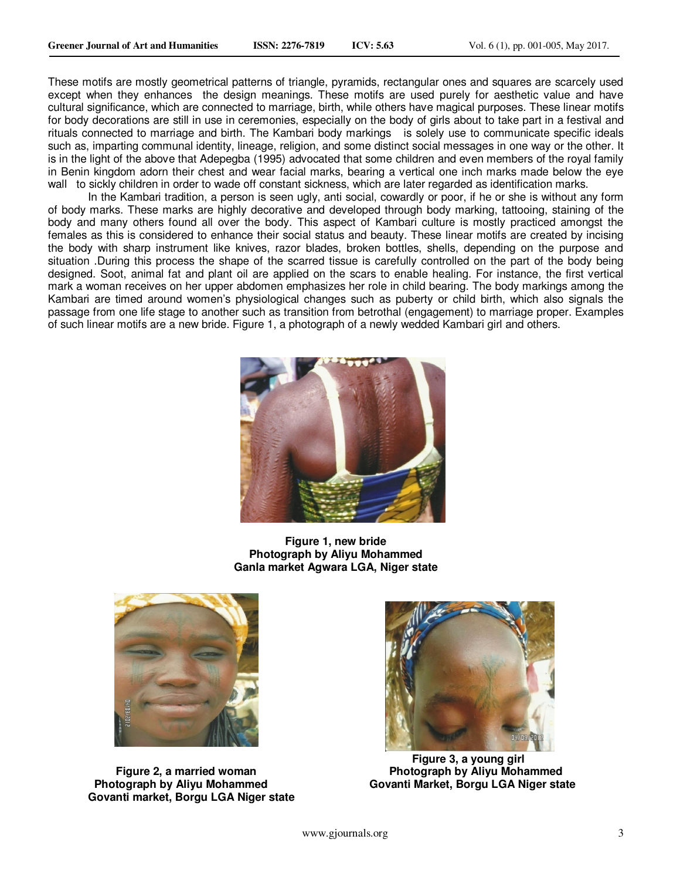These motifs are mostly geometrical patterns of triangle, pyramids, rectangular ones and squares are scarcely used except when they enhances the design meanings. These motifs are used purely for aesthetic value and have cultural significance, which are connected to marriage, birth, while others have magical purposes. These linear motifs for body decorations are still in use in ceremonies, especially on the body of girls about to take part in a festival and rituals connected to marriage and birth. The Kambari body markings is solely use to communicate specific ideals such as, imparting communal identity, lineage, religion, and some distinct social messages in one way or the other. It is in the light of the above that Adepegba (1995) advocated that some children and even members of the royal family in Benin kingdom adorn their chest and wear facial marks, bearing a vertical one inch marks made below the eye wall to sickly children in order to wade off constant sickness, which are later regarded as identification marks.

In the Kambari tradition, a person is seen ugly, anti social, cowardly or poor, if he or she is without any form of body marks. These marks are highly decorative and developed through body marking, tattooing, staining of the body and many others found all over the body. This aspect of Kambari culture is mostly practiced amongst the females as this is considered to enhance their social status and beauty. These linear motifs are created by incising the body with sharp instrument like knives, razor blades, broken bottles, shells, depending on the purpose and situation .During this process the shape of the scarred tissue is carefully controlled on the part of the body being designed. Soot, animal fat and plant oil are applied on the scars to enable healing. For instance, the first vertical mark a woman receives on her upper abdomen emphasizes her role in child bearing. The body markings among the Kambari are timed around women's physiological changes such as puberty or child birth, which also signals the passage from one life stage to another such as transition from betrothal (engagement) to marriage proper. Examples of such linear motifs are a new bride. Figure 1, a photograph of a newly wedded Kambari girl and others.

**Figure 1, new bride**
**Photograph by Aliyu Mohammed**
**Ganla market Agwara LGA, Niger state**

**Figure 2, a married woman**
**Photograph by Aliyu Mohammed**
**Govanti market, Borgu LGA Niger state**

**Figure 3, a young girl**
**Photograph by Aliyu Mohammed**
**Govanti Market, Borgu LGA Niger state**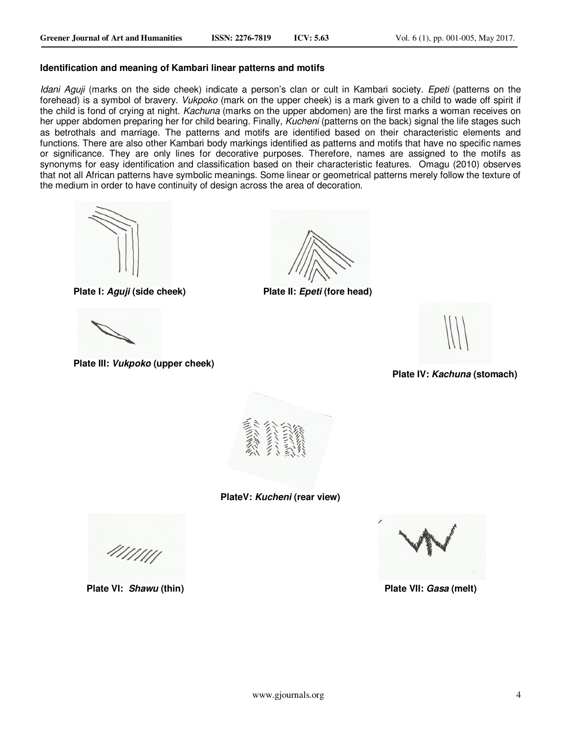**Identification and meaning of Kambari linear patterns and motifs**

*Idani Aguji* (marks on the side cheek) indicate a person's clan or cult in Kambari society. *Epeti* (patterns on the forehead) is a symbol of bravery. *Vukpoko* (mark on the upper cheek) is a mark given to a child to wade off spirit if the child is fond of crying at night. *Kachuna* (marks on the upper abdomen) are the first marks a woman receives on her upper abdomen preparing her for child bearing. Finally, *Kucheni* (patterns on the back) signal the life stages such as betrothals and marriage. The patterns and motifs are identified based on their characteristic elements and functions. There are also other Kambari body markings identified as patterns and motifs that have no specific names or significance. They are only lines for decorative purposes. Therefore, names are assigned to the motifs as synonyms for easy identification and classification based on their characteristic features. Omagu (2010) observes that not all African patterns have symbolic meanings. Some linear or geometrical patterns merely follow the texture of the medium in order to have continuity of design across the area of decoration.

**Plate I: *Aguji* (side cheek)**

**Plate II: *Epeti* (fore head)**

**Plate III: *Vukpoko* (upper cheek)**

**Plate IV: *Kachuna* (stomach)**

**PlateV: *Kucheni* (rear view)**

**Plate VI: *Shawu* (thin)**

**Plate VII: *Gasa* (melt)**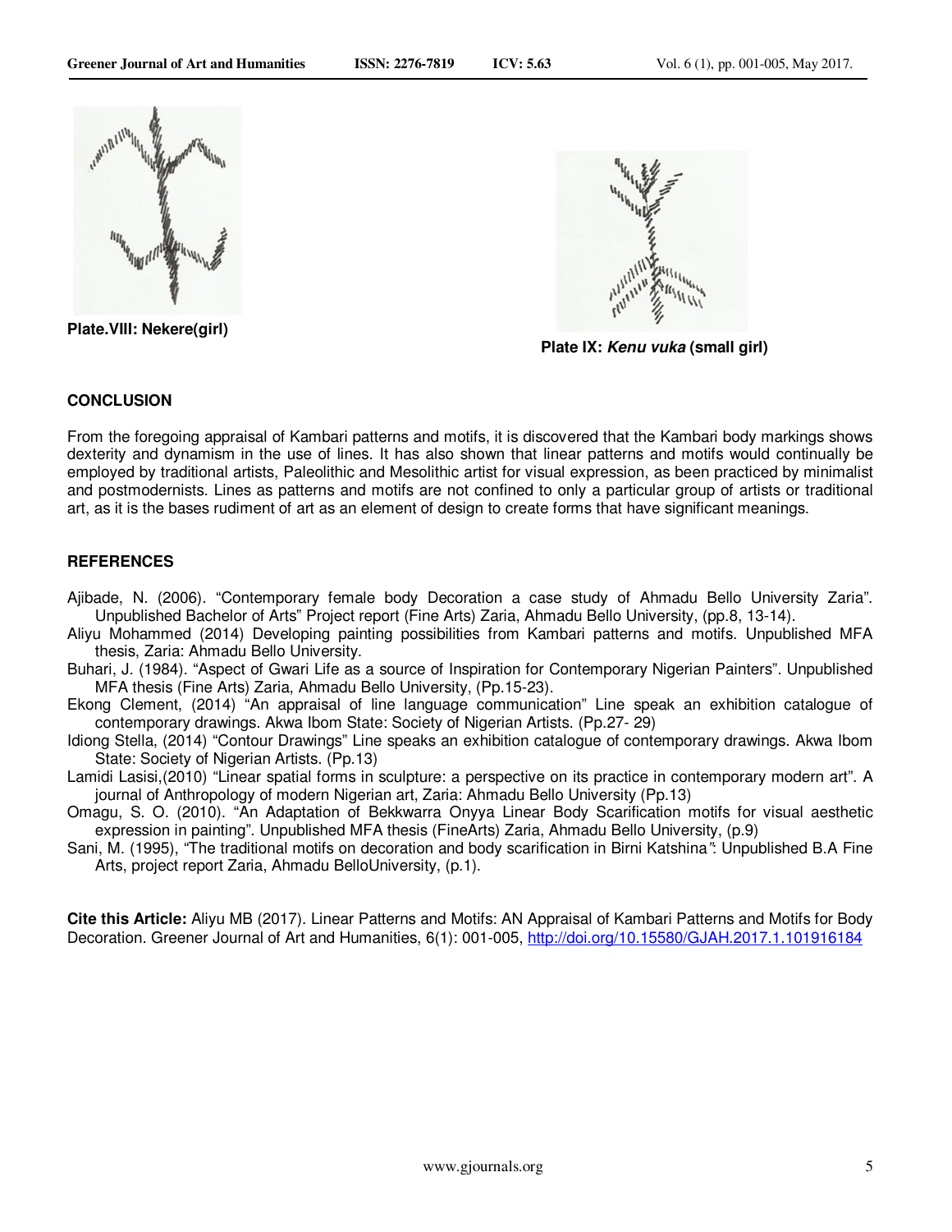**Plate.VIII: Nekere(girl)**

**Plate IX: *Kenu vuka* (small girl)**

## CONCLUSION

From the foregoing appraisal of Kambari patterns and motifs, it is discovered that the Kambari body markings shows dexterity and dynamism in the use of lines. It has also shown that linear patterns and motifs would continually be employed by traditional artists, Paleolithic and Mesolithic artist for visual expression, as been practiced by minimalist and postmodernists. Lines as patterns and motifs are not confined to only a particular group of artists or traditional art, as it is the bases rudiment of art as an element of design to create forms that have significant meanings.

## REFERENCES

Ajibade, N. (2006). "Contemporary female body Decoration a case study of Ahmadu Bello University Zaria". Unpublished Bachelor of Arts" Project report (Fine Arts) Zaria, Ahmadu Bello University, (pp.8, 13-14).

Aliyu Mohammed (2014) Developing painting possibilities from Kambari patterns and motifs. Unpublished MFA thesis, Zaria: Ahmadu Bello University.

Buhari, J. (1984). "Aspect of Gwari Life as a source of Inspiration for Contemporary Nigerian Painters". Unpublished MFA thesis (Fine Arts) Zaria, Ahmadu Bello University, (Pp.15-23).

Ekong Clement, (2014) "An appraisal of line language communication" Line speak an exhibition catalogue of contemporary drawings. Akwa Ibom State: Society of Nigerian Artists. (Pp.27- 29)

Idiong Stella, (2014) "Contour Drawings" Line speaks an exhibition catalogue of contemporary drawings. Akwa Ibom State: Society of Nigerian Artists. (Pp.13)

Lamidi Lasisi,(2010) "Linear spatial forms in sculpture: a perspective on its practice in contemporary modern art". A journal of Anthropology of modern Nigerian art, Zaria: Ahmadu Bello University (Pp.13)

Omagu, S. O. (2010). "An Adaptation of Bekkwarra Onyya Linear Body Scarification motifs for visual aesthetic expression in painting". Unpublished MFA thesis (FineArts) Zaria, Ahmadu Bello University, (p.9)

Sani, M. (1995), "The traditional motifs on decoration and body scarification in Birni Katshina": Unpublished B.A Fine Arts, project report Zaria, Ahmadu BelloUniversity, (p.1).

**Cite this Article:** Aliyu MB (2017). Linear Patterns and Motifs: AN Appraisal of Kambari Patterns and Motifs for Body Decoration. Greener Journal of Art and Humanities, 6(1): 001-005, http://doi.org/10.15580/GJAH.2017.1.101916184